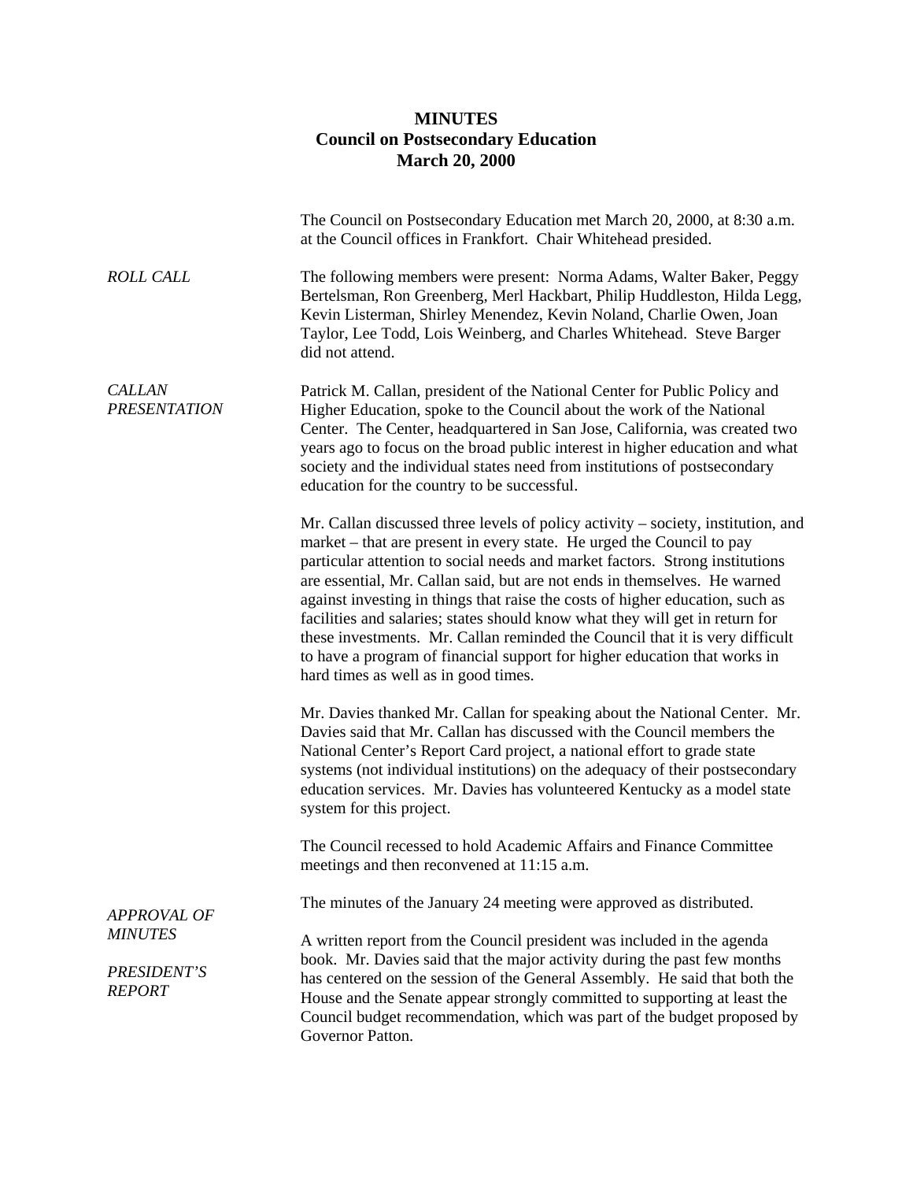# MINUTES
## Council on Postsecondary Education
## March 20, 2000

The Council on Postsecondary Education met March 20, 2000, at 8:30 a.m. at the Council offices in Frankfort. Chair Whitehead presided.

*ROLL CALL*

The following members were present: Norma Adams, Walter Baker, Peggy Bertelsman, Ron Greenberg, Merl Hackbart, Philip Huddleston, Hilda Legg, Kevin Listerman, Shirley Menendez, Kevin Noland, Charlie Owen, Joan Taylor, Lee Todd, Lois Weinberg, and Charles Whitehead. Steve Barger did not attend.

*CALLAN PRESENTATION*

Patrick M. Callan, president of the National Center for Public Policy and Higher Education, spoke to the Council about the work of the National Center. The Center, headquartered in San Jose, California, was created two years ago to focus on the broad public interest in higher education and what society and the individual states need from institutions of postsecondary education for the country to be successful.

Mr. Callan discussed three levels of policy activity – society, institution, and market – that are present in every state. He urged the Council to pay particular attention to social needs and market factors. Strong institutions are essential, Mr. Callan said, but are not ends in themselves. He warned against investing in things that raise the costs of higher education, such as facilities and salaries; states should know what they will get in return for these investments. Mr. Callan reminded the Council that it is very difficult to have a program of financial support for higher education that works in hard times as well as in good times.

Mr. Davies thanked Mr. Callan for speaking about the National Center. Mr. Davies said that Mr. Callan has discussed with the Council members the National Center's Report Card project, a national effort to grade state systems (not individual institutions) on the adequacy of their postsecondary education services. Mr. Davies has volunteered Kentucky as a model state system for this project.

The Council recessed to hold Academic Affairs and Finance Committee meetings and then reconvened at 11:15 a.m.

*APPROVAL OF MINUTES*

The minutes of the January 24 meeting were approved as distributed.

*PRESIDENT'S REPORT*

A written report from the Council president was included in the agenda book. Mr. Davies said that the major activity during the past few months has centered on the session of the General Assembly. He said that both the House and the Senate appear strongly committed to supporting at least the Council budget recommendation, which was part of the budget proposed by Governor Patton.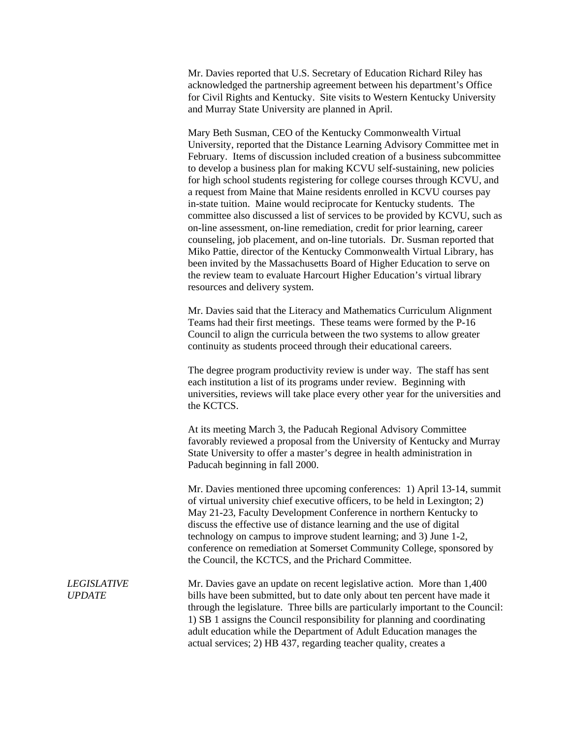Mr. Davies reported that U.S. Secretary of Education Richard Riley has acknowledged the partnership agreement between his department's Office for Civil Rights and Kentucky. Site visits to Western Kentucky University and Murray State University are planned in April.

Mary Beth Susman, CEO of the Kentucky Commonwealth Virtual University, reported that the Distance Learning Advisory Committee met in February. Items of discussion included creation of a business subcommittee to develop a business plan for making KCVU self-sustaining, new policies for high school students registering for college courses through KCVU, and a request from Maine that Maine residents enrolled in KCVU courses pay in-state tuition. Maine would reciprocate for Kentucky students. The committee also discussed a list of services to be provided by KCVU, such as on-line assessment, on-line remediation, credit for prior learning, career counseling, job placement, and on-line tutorials. Dr. Susman reported that Miko Pattie, director of the Kentucky Commonwealth Virtual Library, has been invited by the Massachusetts Board of Higher Education to serve on the review team to evaluate Harcourt Higher Education's virtual library resources and delivery system.

Mr. Davies said that the Literacy and Mathematics Curriculum Alignment Teams had their first meetings. These teams were formed by the P-16 Council to align the curricula between the two systems to allow greater continuity as students proceed through their educational careers.

The degree program productivity review is under way. The staff has sent each institution a list of its programs under review. Beginning with universities, reviews will take place every other year for the universities and the KCTCS.

At its meeting March 3, the Paducah Regional Advisory Committee favorably reviewed a proposal from the University of Kentucky and Murray State University to offer a master's degree in health administration in Paducah beginning in fall 2000.

Mr. Davies mentioned three upcoming conferences: 1) April 13-14, summit of virtual university chief executive officers, to be held in Lexington; 2) May 21-23, Faculty Development Conference in northern Kentucky to discuss the effective use of distance learning and the use of digital technology on campus to improve student learning; and 3) June 1-2, conference on remediation at Somerset Community College, sponsored by the Council, the KCTCS, and the Prichard Committee.

*LEGISLATIVE UPDATE*

Mr. Davies gave an update on recent legislative action. More than 1,400 bills have been submitted, but to date only about ten percent have made it through the legislature. Three bills are particularly important to the Council: 1) SB 1 assigns the Council responsibility for planning and coordinating adult education while the Department of Adult Education manages the actual services; 2) HB 437, regarding teacher quality, creates a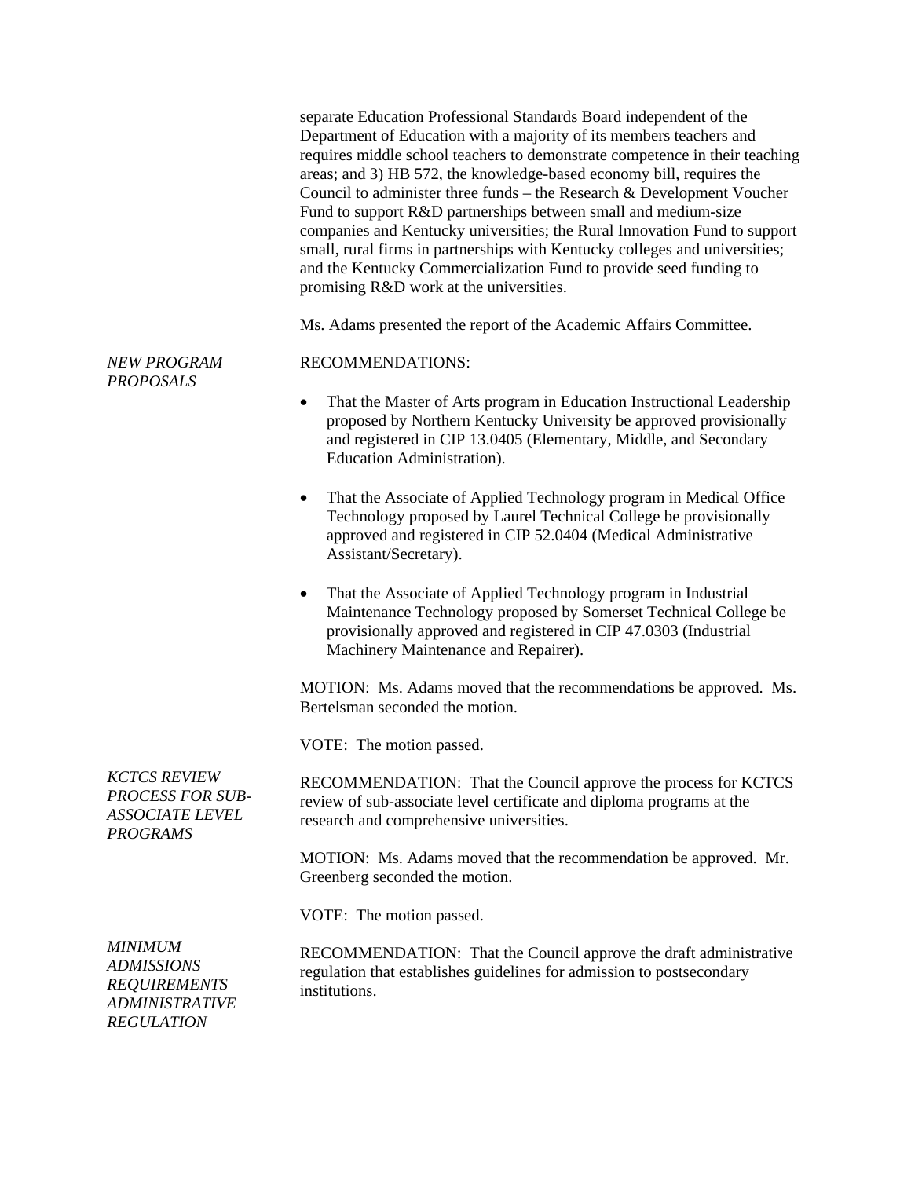separate Education Professional Standards Board independent of the Department of Education with a majority of its members teachers and requires middle school teachers to demonstrate competence in their teaching areas; and 3) HB 572, the knowledge-based economy bill, requires the Council to administer three funds – the Research & Development Voucher Fund to support R&D partnerships between small and medium-size companies and Kentucky universities; the Rural Innovation Fund to support small, rural firms in partnerships with Kentucky colleges and universities; and the Kentucky Commercialization Fund to provide seed funding to promising R&D work at the universities.

Ms. Adams presented the report of the Academic Affairs Committee.

*NEW PROGRAM PROPOSALS*

RECOMMENDATIONS:

- That the Master of Arts program in Education Instructional Leadership proposed by Northern Kentucky University be approved provisionally and registered in CIP 13.0405 (Elementary, Middle, and Secondary Education Administration).
- That the Associate of Applied Technology program in Medical Office Technology proposed by Laurel Technical College be provisionally approved and registered in CIP 52.0404 (Medical Administrative Assistant/Secretary).
- That the Associate of Applied Technology program in Industrial Maintenance Technology proposed by Somerset Technical College be provisionally approved and registered in CIP 47.0303 (Industrial Machinery Maintenance and Repairer).

MOTION: Ms. Adams moved that the recommendations be approved. Ms. Bertelsman seconded the motion.

VOTE: The motion passed.

*KCTCS REVIEW PROCESS FOR SUB-ASSOCIATE LEVEL PROGRAMS*

RECOMMENDATION: That the Council approve the process for KCTCS review of sub-associate level certificate and diploma programs at the research and comprehensive universities.

MOTION: Ms. Adams moved that the recommendation be approved. Mr. Greenberg seconded the motion.

VOTE: The motion passed.

*MINIMUM ADMISSIONS REQUIREMENTS ADMINISTRATIVE REGULATION*

RECOMMENDATION: That the Council approve the draft administrative regulation that establishes guidelines for admission to postsecondary institutions.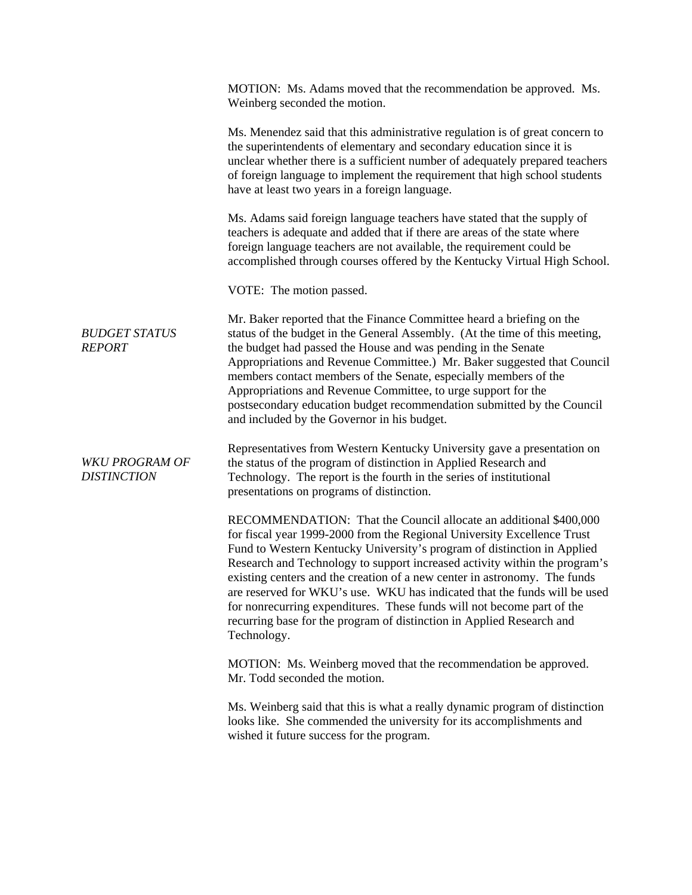MOTION: Ms. Adams moved that the recommendation be approved. Ms. Weinberg seconded the motion.

Ms. Menendez said that this administrative regulation is of great concern to the superintendents of elementary and secondary education since it is unclear whether there is a sufficient number of adequately prepared teachers of foreign language to implement the requirement that high school students have at least two years in a foreign language.

Ms. Adams said foreign language teachers have stated that the supply of teachers is adequate and added that if there are areas of the state where foreign language teachers are not available, the requirement could be accomplished through courses offered by the Kentucky Virtual High School.

VOTE: The motion passed.

*BUDGET STATUS REPORT*

Mr. Baker reported that the Finance Committee heard a briefing on the status of the budget in the General Assembly. (At the time of this meeting, the budget had passed the House and was pending in the Senate Appropriations and Revenue Committee.) Mr. Baker suggested that Council members contact members of the Senate, especially members of the Appropriations and Revenue Committee, to urge support for the postsecondary education budget recommendation submitted by the Council and included by the Governor in his budget.

*WKU PROGRAM OF DISTINCTION*

Representatives from Western Kentucky University gave a presentation on the status of the program of distinction in Applied Research and Technology. The report is the fourth in the series of institutional presentations on programs of distinction.

RECOMMENDATION: That the Council allocate an additional $400,000 for fiscal year 1999-2000 from the Regional University Excellence Trust Fund to Western Kentucky University's program of distinction in Applied Research and Technology to support increased activity within the program's existing centers and the creation of a new center in astronomy. The funds are reserved for WKU's use. WKU has indicated that the funds will be used for nonrecurring expenditures. These funds will not become part of the recurring base for the program of distinction in Applied Research and Technology.

MOTION: Ms. Weinberg moved that the recommendation be approved. Mr. Todd seconded the motion.

Ms. Weinberg said that this is what a really dynamic program of distinction looks like. She commended the university for its accomplishments and wished it future success for the program.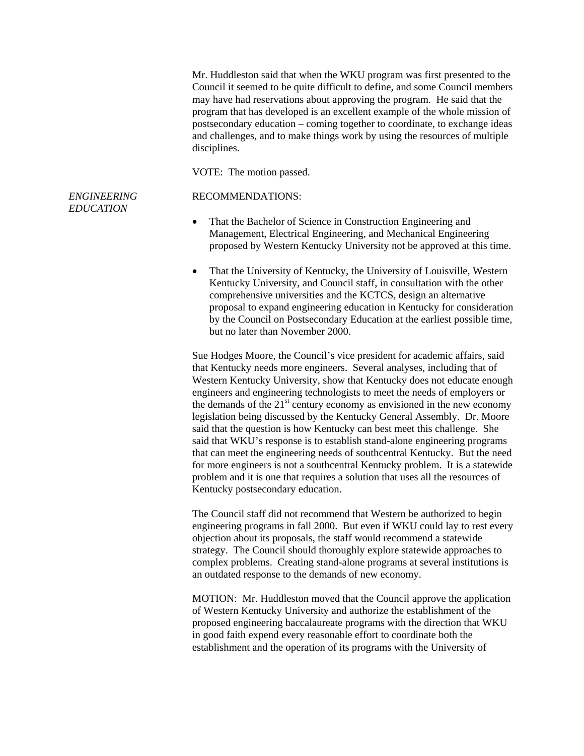Mr. Huddleston said that when the WKU program was first presented to the Council it seemed to be quite difficult to define, and some Council members may have had reservations about approving the program. He said that the program that has developed is an excellent example of the whole mission of postsecondary education – coming together to coordinate, to exchange ideas and challenges, and to make things work by using the resources of multiple disciplines.

VOTE: The motion passed.

*ENGINEERING EDUCATION*

RECOMMENDATIONS:

- That the Bachelor of Science in Construction Engineering and Management, Electrical Engineering, and Mechanical Engineering proposed by Western Kentucky University not be approved at this time.
- That the University of Kentucky, the University of Louisville, Western Kentucky University, and Council staff, in consultation with the other comprehensive universities and the KCTCS, design an alternative proposal to expand engineering education in Kentucky for consideration by the Council on Postsecondary Education at the earliest possible time, but no later than November 2000.

Sue Hodges Moore, the Council's vice president for academic affairs, said that Kentucky needs more engineers. Several analyses, including that of Western Kentucky University, show that Kentucky does not educate enough engineers and engineering technologists to meet the needs of employers or the demands of the 21st century economy as envisioned in the new economy legislation being discussed by the Kentucky General Assembly. Dr. Moore said that the question is how Kentucky can best meet this challenge. She said that WKU's response is to establish stand-alone engineering programs that can meet the engineering needs of southcentral Kentucky. But the need for more engineers is not a southcentral Kentucky problem. It is a statewide problem and it is one that requires a solution that uses all the resources of Kentucky postsecondary education.

The Council staff did not recommend that Western be authorized to begin engineering programs in fall 2000. But even if WKU could lay to rest every objection about its proposals, the staff would recommend a statewide strategy. The Council should thoroughly explore statewide approaches to complex problems. Creating stand-alone programs at several institutions is an outdated response to the demands of new economy.

MOTION: Mr. Huddleston moved that the Council approve the application of Western Kentucky University and authorize the establishment of the proposed engineering baccalaureate programs with the direction that WKU in good faith expend every reasonable effort to coordinate both the establishment and the operation of its programs with the University of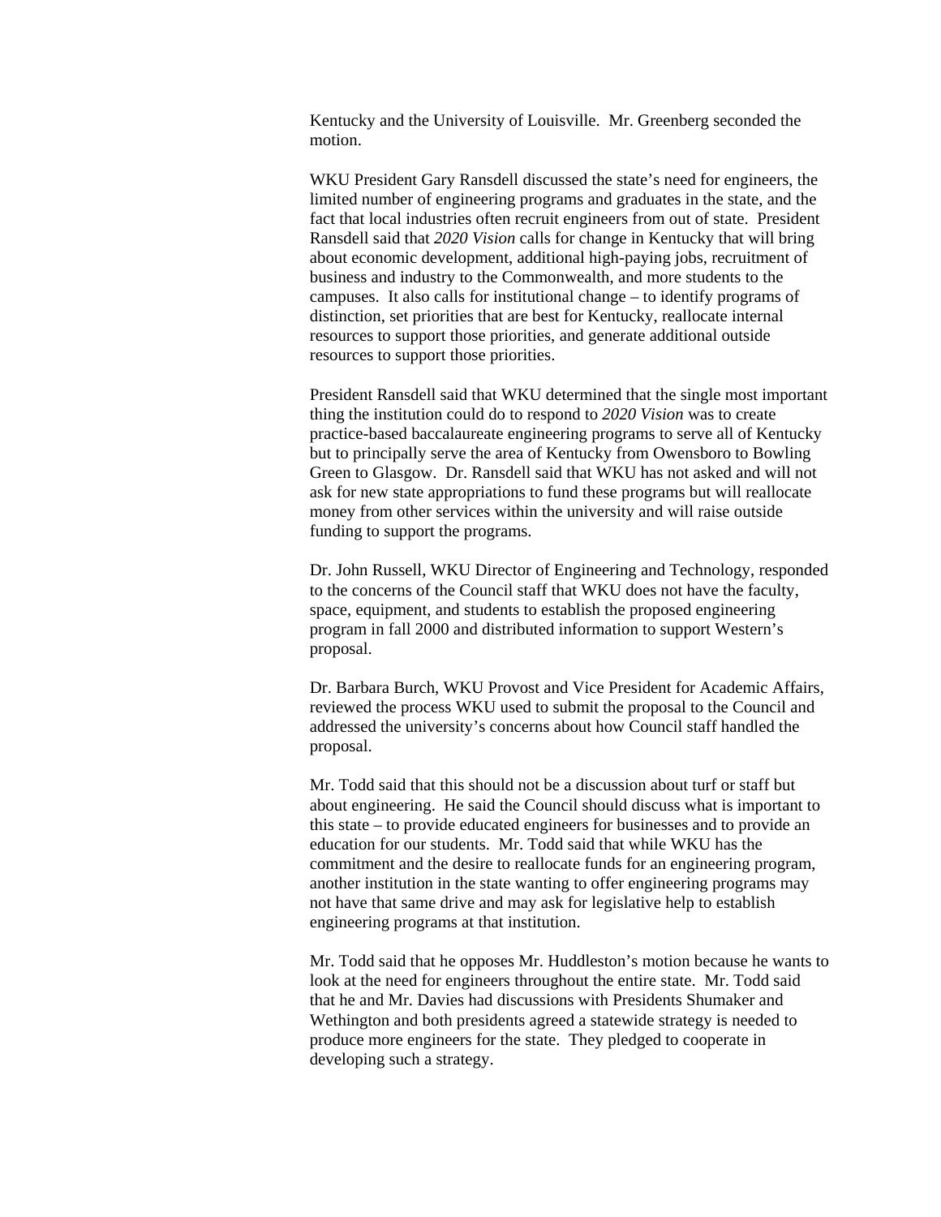Kentucky and the University of Louisville. Mr. Greenberg seconded the motion.

WKU President Gary Ransdell discussed the state's need for engineers, the limited number of engineering programs and graduates in the state, and the fact that local industries often recruit engineers from out of state. President Ransdell said that *2020 Vision* calls for change in Kentucky that will bring about economic development, additional high-paying jobs, recruitment of business and industry to the Commonwealth, and more students to the campuses. It also calls for institutional change – to identify programs of distinction, set priorities that are best for Kentucky, reallocate internal resources to support those priorities, and generate additional outside resources to support those priorities.

President Ransdell said that WKU determined that the single most important thing the institution could do to respond to *2020 Vision* was to create practice-based baccalaureate engineering programs to serve all of Kentucky but to principally serve the area of Kentucky from Owensboro to Bowling Green to Glasgow. Dr. Ransdell said that WKU has not asked and will not ask for new state appropriations to fund these programs but will reallocate money from other services within the university and will raise outside funding to support the programs.

Dr. John Russell, WKU Director of Engineering and Technology, responded to the concerns of the Council staff that WKU does not have the faculty, space, equipment, and students to establish the proposed engineering program in fall 2000 and distributed information to support Western's proposal.

Dr. Barbara Burch, WKU Provost and Vice President for Academic Affairs, reviewed the process WKU used to submit the proposal to the Council and addressed the university's concerns about how Council staff handled the proposal.

Mr. Todd said that this should not be a discussion about turf or staff but about engineering. He said the Council should discuss what is important to this state – to provide educated engineers for businesses and to provide an education for our students. Mr. Todd said that while WKU has the commitment and the desire to reallocate funds for an engineering program, another institution in the state wanting to offer engineering programs may not have that same drive and may ask for legislative help to establish engineering programs at that institution.

Mr. Todd said that he opposes Mr. Huddleston's motion because he wants to look at the need for engineers throughout the entire state. Mr. Todd said that he and Mr. Davies had discussions with Presidents Shumaker and Wethington and both presidents agreed a statewide strategy is needed to produce more engineers for the state. They pledged to cooperate in developing such a strategy.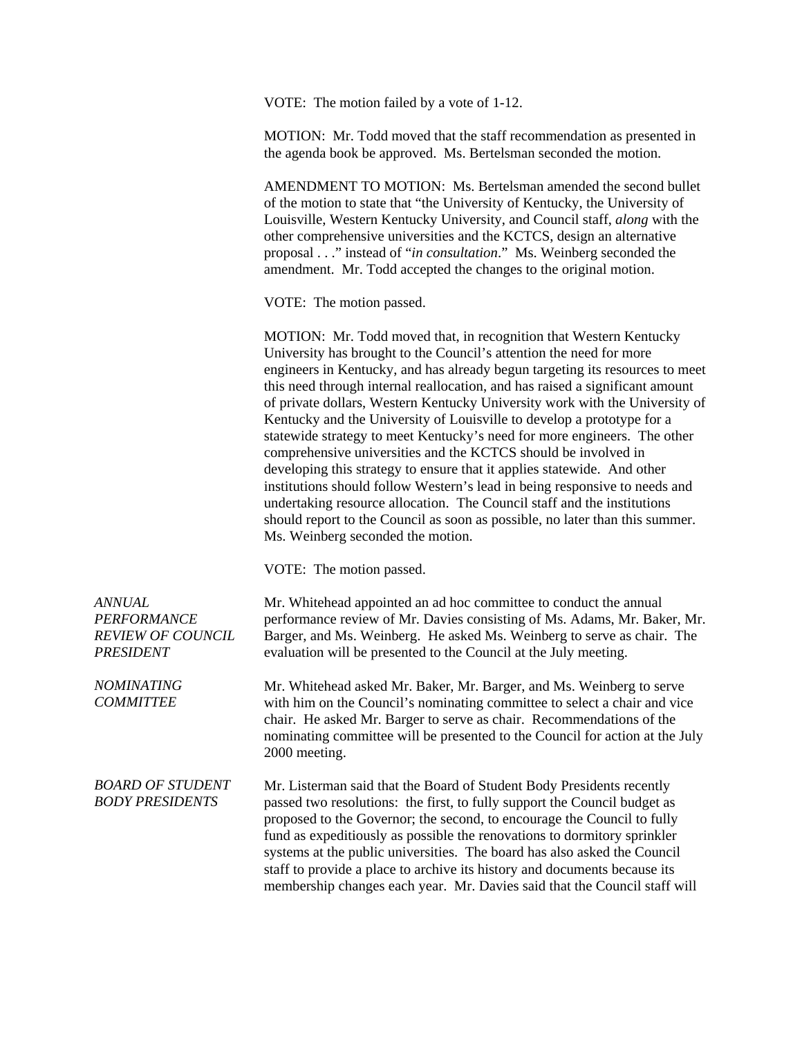VOTE: The motion failed by a vote of 1-12.

MOTION: Mr. Todd moved that the staff recommendation as presented in the agenda book be approved. Ms. Bertelsman seconded the motion.

AMENDMENT TO MOTION: Ms. Bertelsman amended the second bullet of the motion to state that "the University of Kentucky, the University of Louisville, Western Kentucky University, and Council staff, *along* with the other comprehensive universities and the KCTCS, design an alternative proposal . . ." instead of "*in consultation*." Ms. Weinberg seconded the amendment. Mr. Todd accepted the changes to the original motion.

VOTE: The motion passed.

MOTION: Mr. Todd moved that, in recognition that Western Kentucky University has brought to the Council's attention the need for more engineers in Kentucky, and has already begun targeting its resources to meet this need through internal reallocation, and has raised a significant amount of private dollars, Western Kentucky University work with the University of Kentucky and the University of Louisville to develop a prototype for a statewide strategy to meet Kentucky's need for more engineers. The other comprehensive universities and the KCTCS should be involved in developing this strategy to ensure that it applies statewide. And other institutions should follow Western's lead in being responsive to needs and undertaking resource allocation. The Council staff and the institutions should report to the Council as soon as possible, no later than this summer. Ms. Weinberg seconded the motion.

VOTE: The motion passed.

*ANNUAL PERFORMANCE REVIEW OF COUNCIL PRESIDENT*

Mr. Whitehead appointed an ad hoc committee to conduct the annual performance review of Mr. Davies consisting of Ms. Adams, Mr. Baker, Mr. Barger, and Ms. Weinberg. He asked Ms. Weinberg to serve as chair. The evaluation will be presented to the Council at the July meeting.

*NOMINATING COMMITTEE*

Mr. Whitehead asked Mr. Baker, Mr. Barger, and Ms. Weinberg to serve with him on the Council's nominating committee to select a chair and vice chair. He asked Mr. Barger to serve as chair. Recommendations of the nominating committee will be presented to the Council for action at the July 2000 meeting.

*BOARD OF STUDENT BODY PRESIDENTS*

Mr. Listerman said that the Board of Student Body Presidents recently passed two resolutions: the first, to fully support the Council budget as proposed to the Governor; the second, to encourage the Council to fully fund as expeditiously as possible the renovations to dormitory sprinkler systems at the public universities. The board has also asked the Council staff to provide a place to archive its history and documents because its membership changes each year. Mr. Davies said that the Council staff will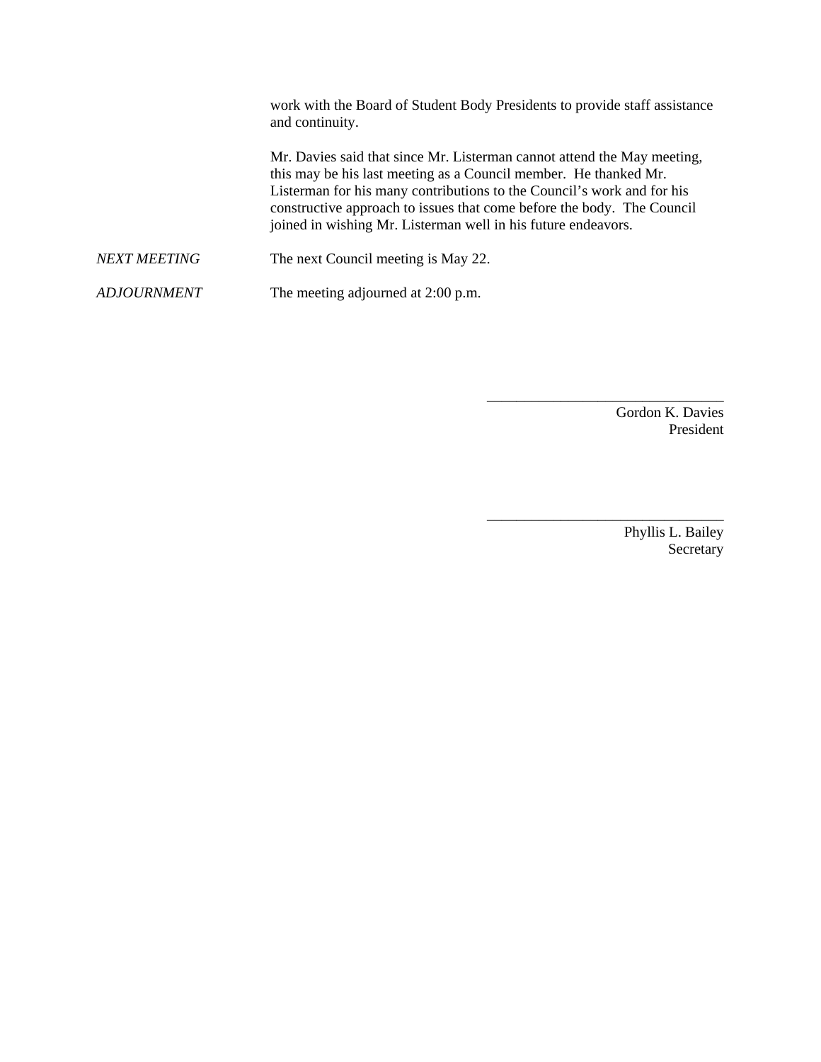work with the Board of Student Body Presidents to provide staff assistance and continuity.

Mr. Davies said that since Mr. Listerman cannot attend the May meeting, this may be his last meeting as a Council member. He thanked Mr. Listerman for his many contributions to the Council's work and for his constructive approach to issues that come before the body. The Council joined in wishing Mr. Listerman well in his future endeavors.

*NEXT MEETING* The next Council meeting is May 22.

*ADJOURNMENT* The meeting adjourned at 2:00 p.m.

\_\_\_\_\_\_\_\_\_\_\_\_\_\_\_\_\_\_\_\_\_\_\_\_\_\_\_\_\_\_\_\_\_\_

Gordon K. Davies
President

\_\_\_\_\_\_\_\_\_\_\_\_\_\_\_\_\_\_\_\_\_\_\_\_\_\_\_\_\_\_\_\_\_\_

Phyllis L. Bailey
Secretary